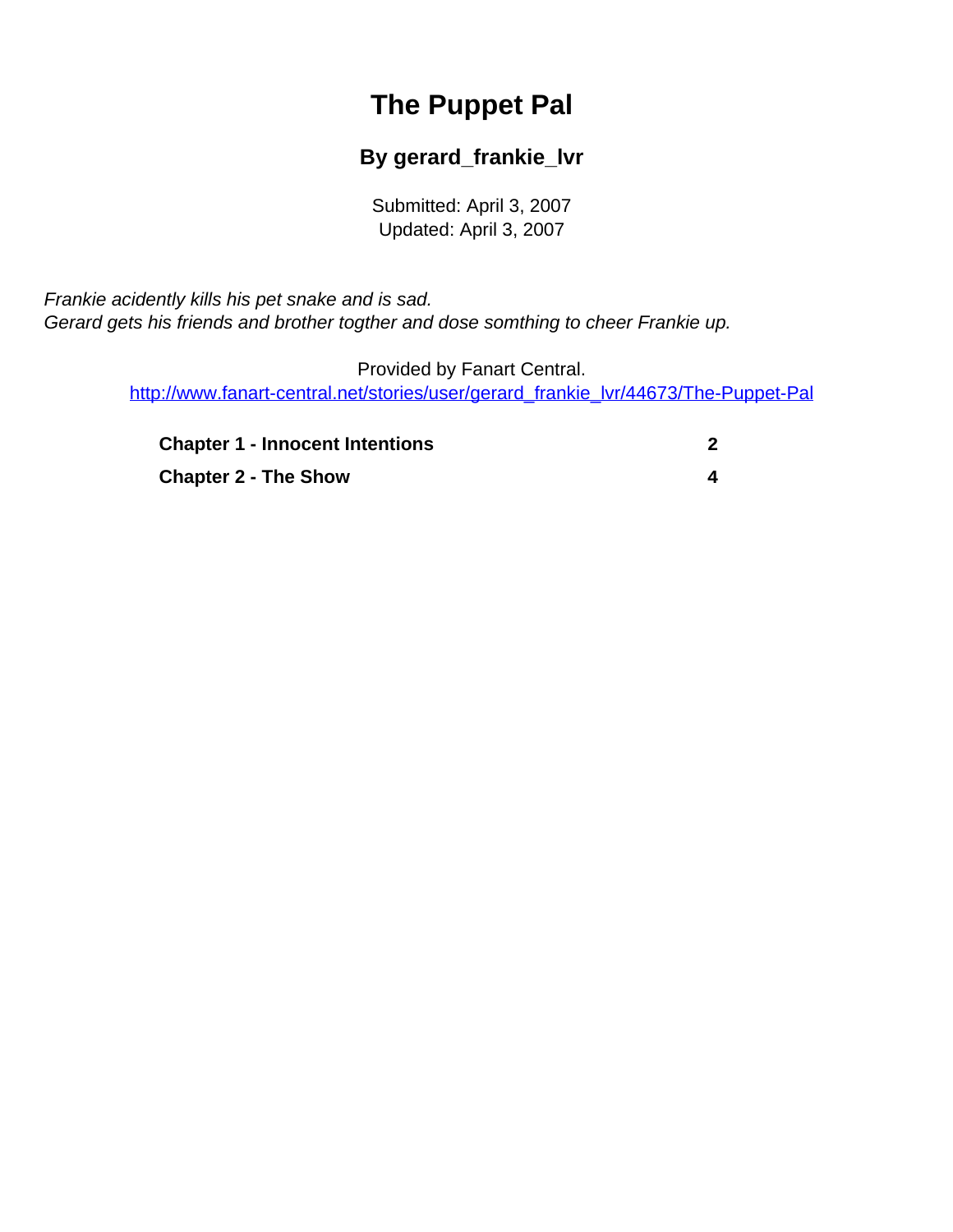# The Puppet Pal

## By gerard_frankie_lvr

Submitted: April 3, 2007
Updated: April 3, 2007

*Frankie acidently kills his pet snake and is sad.*
*Gerard gets his friends and brother togther and dose somthing to cheer Frankie up.*

Provided by Fanart Central.
http://www.fanart-central.net/stories/user/gerard_frankie_lvr/44673/The-Puppet-Pal

| | |
|---|---|
| **Chapter 1 - Innocent Intentions** | **2** |
| **Chapter 2 - The Show** | **4** |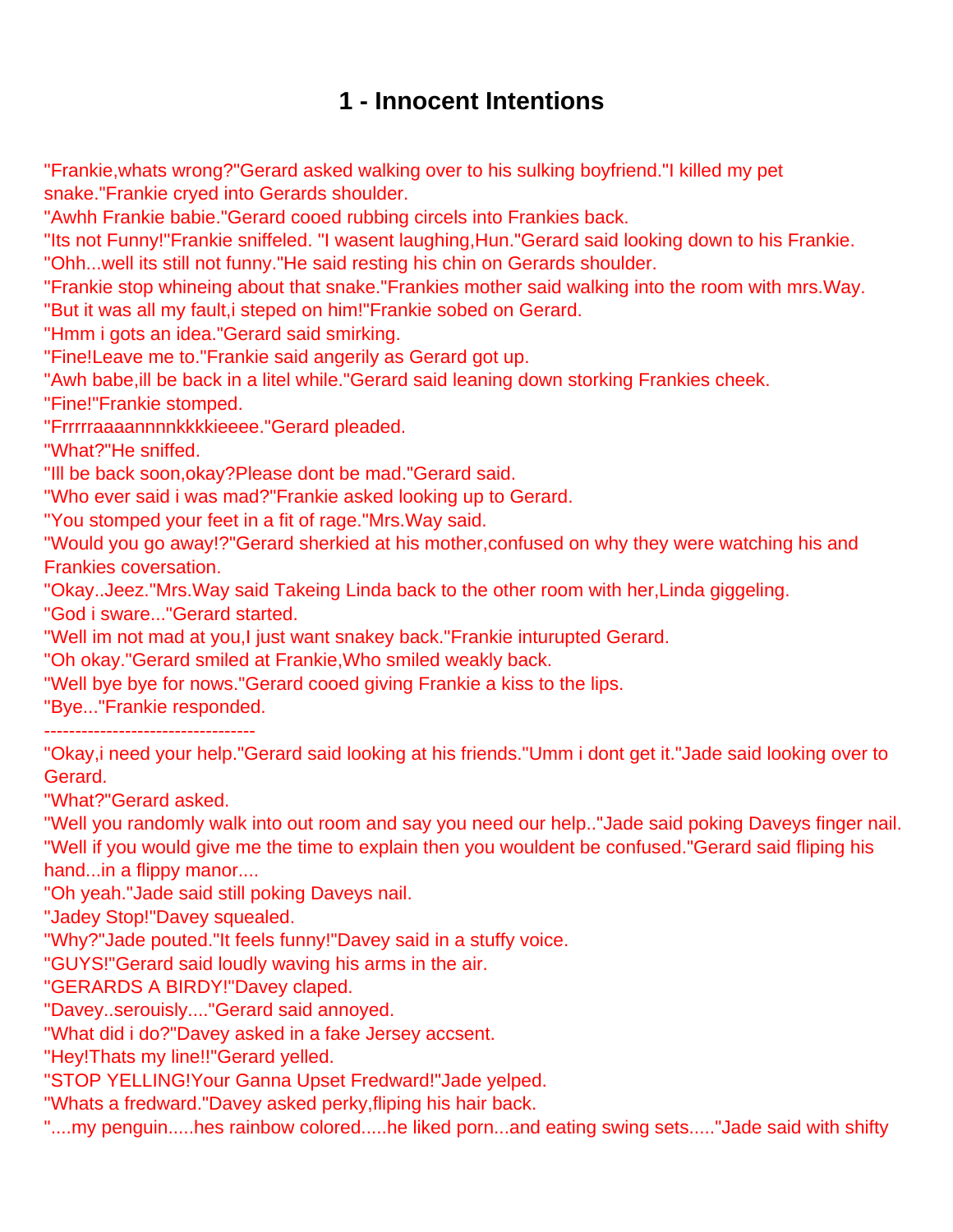# 1 - Innocent Intentions

"Frankie,whats wrong?"Gerard asked walking over to his sulking boyfriend."I killed my pet snake."Frankie cryed into Gerards shoulder.
"Awhh Frankie babie."Gerard cooed rubbing circels into Frankies back.
"Its not Funny!"Frankie sniffeled. "I wasent laughing,Hun."Gerard said looking down to his Frankie.
"Ohh...well its still not funny."He said resting his chin on Gerards shoulder.
"Frankie stop whineing about that snake."Frankies mother said walking into the room with mrs.Way.
"But it was all my fault,i steped on him!"Frankie sobed on Gerard.
"Hmm i gots an idea."Gerard said smirking.
"Fine!Leave me to."Frankie said angerily as Gerard got up.
"Awh babe,ill be back in a litel while."Gerard said leaning down storking Frankies cheek.
"Fine!"Frankie stomped.
"Frrrrraaaannnnkkkkieeee."Gerard pleaded.
"What?"He sniffed.
"Ill be back soon,okay?Please dont be mad."Gerard said.
"Who ever said i was mad?"Frankie asked looking up to Gerard.
"You stomped your feet in a fit of rage."Mrs.Way said.
"Would you go away!?"Gerard sherkied at his mother,confused on why they were watching his and Frankies coversation.
"Okay..Jeez."Mrs.Way said Takeing Linda back to the other room with her,Linda giggeling.
"God i sware..."Gerard started.
"Well im not mad at you,I just want snakey back."Frankie inturupted Gerard.
"Oh okay."Gerard smiled at Frankie,Who smiled weakly back.
"Well bye bye for nows."Gerard cooed giving Frankie a kiss to the lips.
"Bye..."Frankie responded.

----------------------------------

"Okay,i need your help."Gerard said looking at his friends."Umm i dont get it."Jade said looking over to Gerard.
"What?"Gerard asked.
"Well you randomly walk into out room and say you need our help.."Jade said poking Daveys finger nail.
"Well if you would give me the time to explain then you wouldent be confused."Gerard said fliping his hand...in a flippy manor....
"Oh yeah."Jade said still poking Daveys nail.
"Jadey Stop!"Davey squealed.
"Why?"Jade pouted."It feels funny!"Davey said in a stuffy voice.
"GUYS!"Gerard said loudly waving his arms in the air.
"GERARDS A BIRDY!"Davey claped.
"Davey..serouisly...."Gerard said annoyed.
"What did i do?"Davey asked in a fake Jersey accsent.
"Hey!Thats my line!!"Gerard yelled.
"STOP YELLING!Your Ganna Upset Fredward!"Jade yelped.
"Whats a fredward."Davey asked perky,fliping his hair back.
"....my penguin.....hes rainbow colored.....he liked porn...and eating swing sets....."Jade said with shifty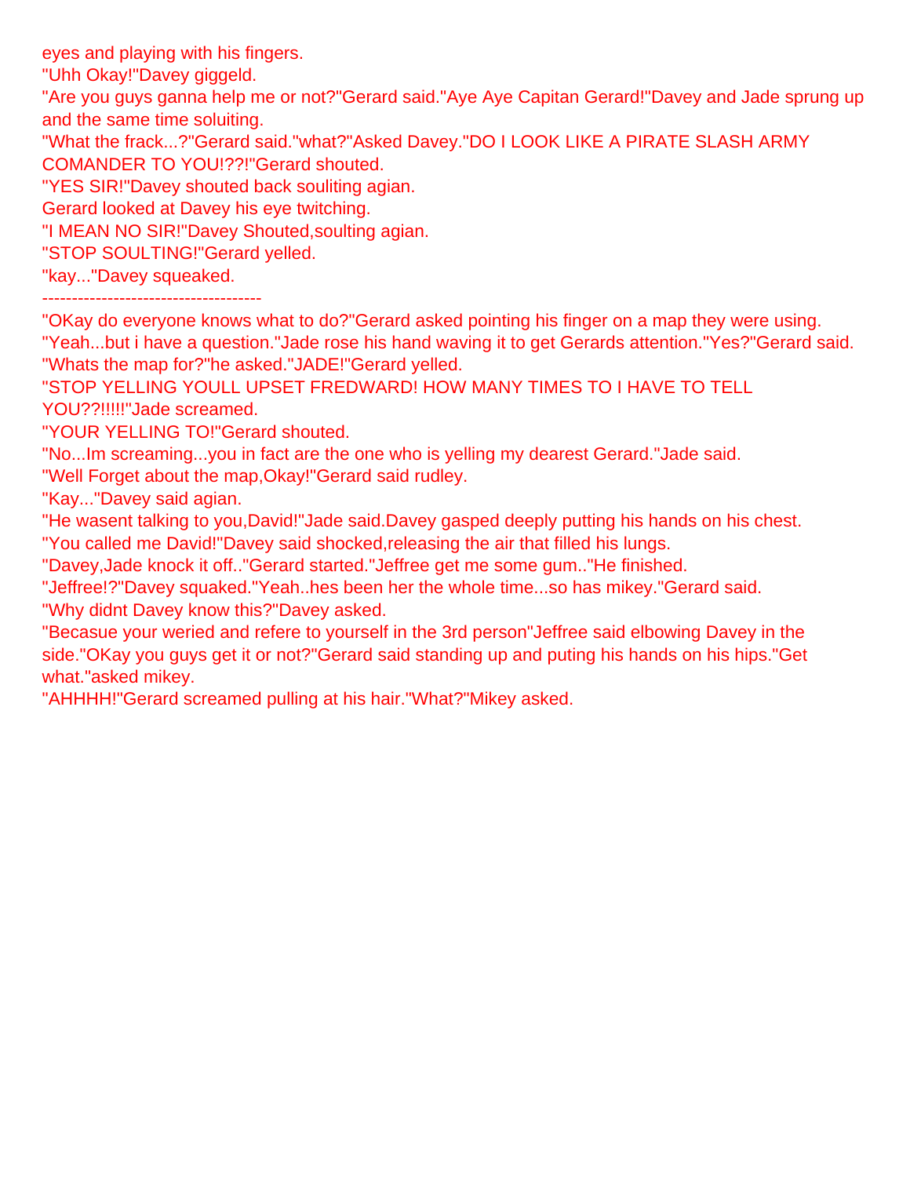eyes and playing with his fingers.
"Uhh Okay!"Davey giggeld.
"Are you guys ganna help me or not?"Gerard said."Aye Aye Capitan Gerard!"Davey and Jade sprung up and the same time soluiting.
"What the frack...?"Gerard said."what?"Asked Davey."DO I LOOK LIKE A PIRATE SLASH ARMY COMANDER TO YOU!??!"Gerard shouted.
"YES SIR!"Davey shouted back souliting agian.
Gerard looked at Davey his eye twitching.
"I MEAN NO SIR!"Davey Shouted,soulting agian.
"STOP SOULTING!"Gerard yelled.
"kay..."Davey squeaked.
--------------------------------------
"OKay do everyone knows what to do?"Gerard asked pointing his finger on a map they were using.
"Yeah...but i have a question."Jade rose his hand waving it to get Gerards attention."Yes?"Gerard said.
"Whats the map for?"he asked."JADE!"Gerard yelled.
"STOP YELLING YOULL UPSET FREDWARD! HOW MANY TIMES TO I HAVE TO TELL YOU??!!!!!"Jade screamed.
"YOUR YELLING TO!"Gerard shouted.
"No...Im screaming...you in fact are the one who is yelling my dearest Gerard."Jade said.
"Well Forget about the map,Okay!"Gerard said rudley.
"Kay..."Davey said agian.
"He wasent talking to you,David!"Jade said.Davey gasped deeply putting his hands on his chest.
"You called me David!"Davey said shocked,releasing the air that filled his lungs.
"Davey,Jade knock it off.."Gerard started."Jeffree get me some gum.."He finished.
"Jeffree!?"Davey squaked."Yeah..hes been her the whole time...so has mikey."Gerard said.
"Why didnt Davey know this?"Davey asked.
"Becasue your weried and refere to yourself in the 3rd person"Jeffree said elbowing Davey in the side."OKay you guys get it or not?"Gerard said standing up and puting his hands on his hips."Get what."asked mikey.
"AHHHH!"Gerard screamed pulling at his hair."What?"Mikey asked.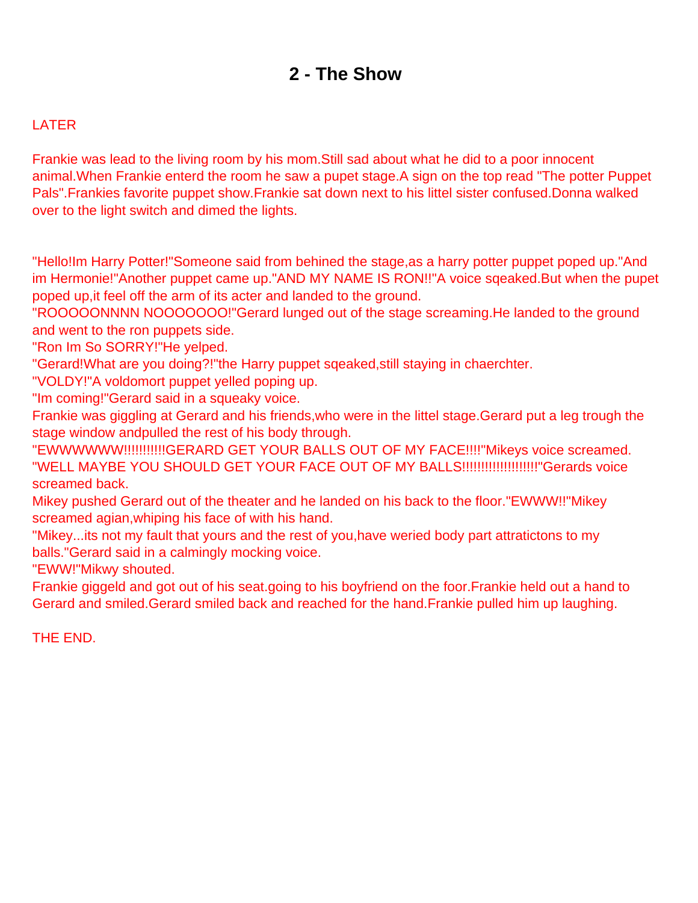# 2 - The Show

LATER

Frankie was lead to the living room by his mom.Still sad about what he did to a poor innocent animal.When Frankie enterd the room he saw a pupet stage.A sign on the top read "The potter Puppet Pals".Frankies favorite puppet show.Frankie sat down next to his littel sister confused.Donna walked over to the light switch and dimed the lights.

"Hello!Im Harry Potter!"Someone said from behined the stage,as a harry potter puppet poped up."And im Hermonie!"Another puppet came up."AND MY NAME IS RON!!"A voice sqeaked.But when the pupet poped up,it feel off the arm of its acter and landed to the ground.
"ROOOOONNNN NOOOOOOO!"Gerard lunged out of the stage screaming.He landed to the ground and went to the ron puppets side.
"Ron Im So SORRY!"He yelped.
"Gerard!What are you doing?!"the Harry puppet sqeaked,still staying in chaerchter.
"VOLDY!"A voldomort puppet yelled poping up.
"Im coming!"Gerard said in a squeaky voice.
Frankie was giggling at Gerard and his friends,who were in the littel stage.Gerard put a leg trough the stage window andpulled the rest of his body through.
"EWWWWWW!!!!!!!!!!!GERARD GET YOUR BALLS OUT OF MY FACE!!!!"Mikeys voice screamed.
"WELL MAYBE YOU SHOULD GET YOUR FACE OUT OF MY BALLS!!!!!!!!!!!!!!!!!!!!"Gerards voice screamed back.
Mikey pushed Gerard out of the theater and he landed on his back to the floor."EWWW!!"Mikey screamed agian,whiping his face of with his hand.
"Mikey...its not my fault that yours and the rest of you,have weried body part attratictons to my balls."Gerard said in a calmingly mocking voice.
"EWW!"Mikwy shouted.
Frankie giggeld and got out of his seat.going to his boyfriend on the foor.Frankie held out a hand to Gerard and smiled.Gerard smiled back and reached for the hand.Frankie pulled him up laughing.

THE END.